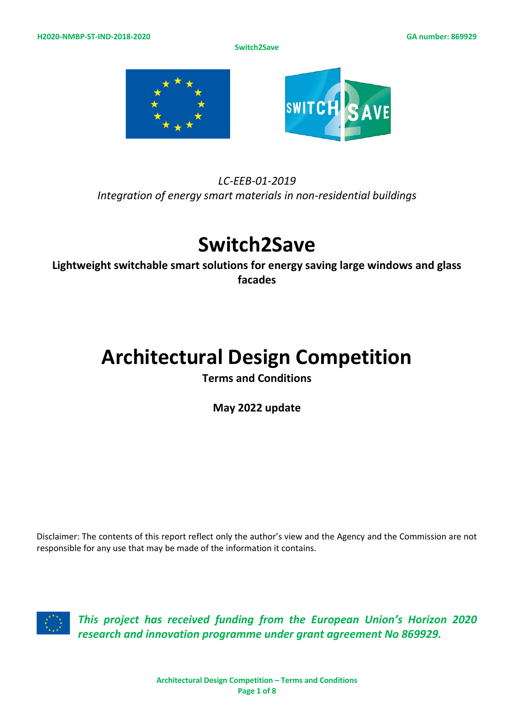*LC-EEB-01-2019*
*Integration of energy smart materials in non-residential buildings*

# Switch2Save

**Lightweight switchable smart solutions for energy saving large windows and glass facades**

# Architectural Design Competition

**Terms and Conditions**

**May 2022 update**

Disclaimer: The contents of this report reflect only the author's view and the Agency and the Commission are not responsible for any use that may be made of the information it contains.

***This project has received funding from the European Union's Horizon 2020 research and innovation programme under grant agreement No 869929.***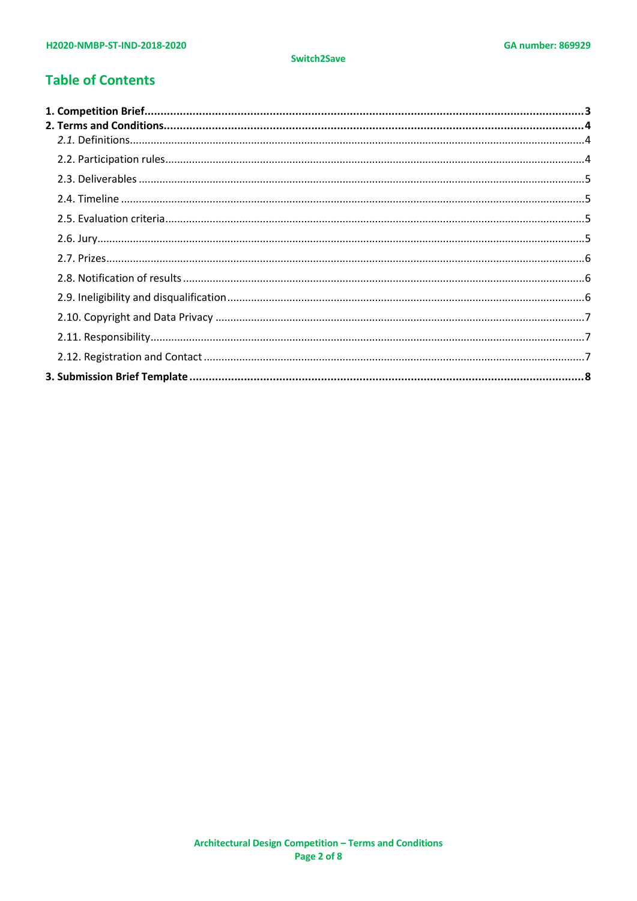## Table of Contents

**1. Competition Brief......3**

**2. Terms and Conditions......4**

*2.1.* Definitions......4

2.2. Participation rules......4

2.3. Deliverables......5

2.4. Timeline......5

2.5. Evaluation criteria......5

2.6. Jury......5

2.7. Prizes......6

2.8. Notification of results......6

2.9. Ineligibility and disqualification......6

2.10. Copyright and Data Privacy......7

2.11. Responsibility......7

2.12. Registration and Contact......7

**3. Submission Brief Template......8**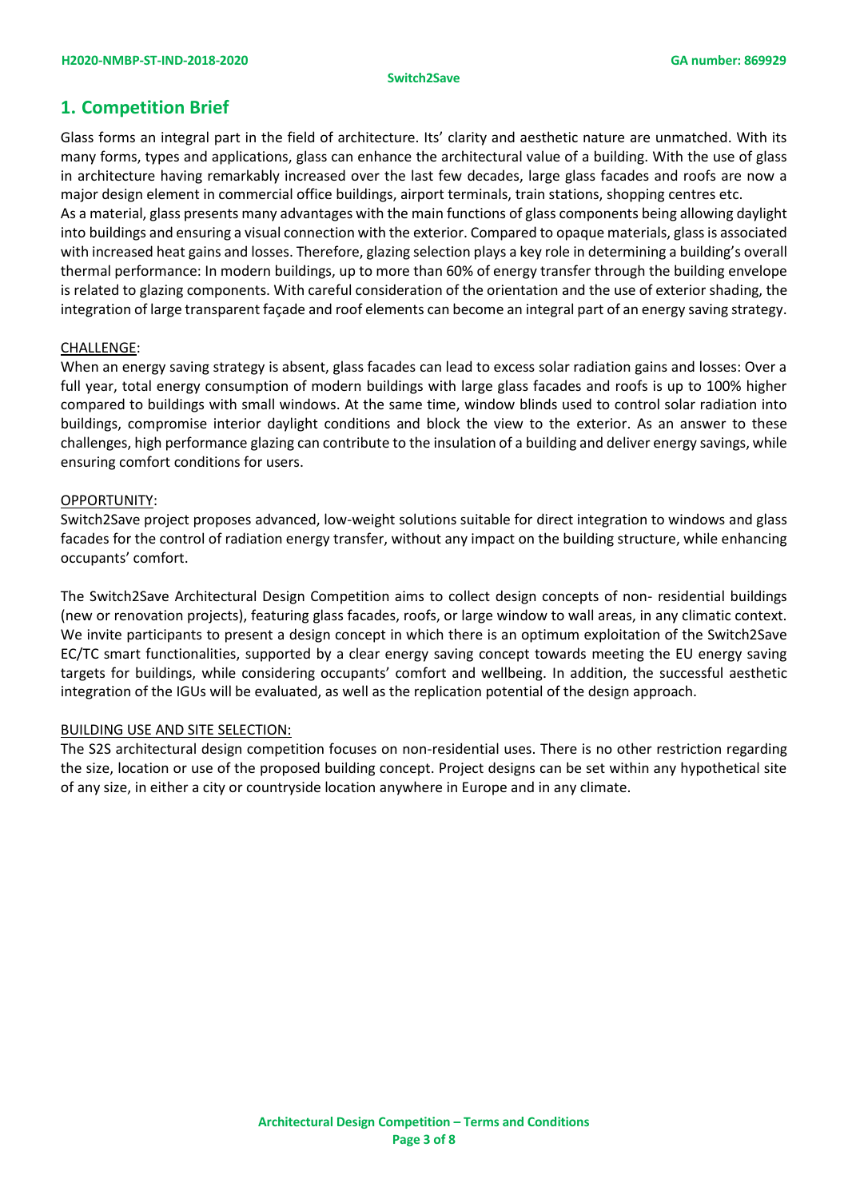## 1. Competition Brief

Glass forms an integral part in the field of architecture. Its' clarity and aesthetic nature are unmatched. With its many forms, types and applications, glass can enhance the architectural value of a building. With the use of glass in architecture having remarkably increased over the last few decades, large glass facades and roofs are now a major design element in commercial office buildings, airport terminals, train stations, shopping centres etc.
As a material, glass presents many advantages with the main functions of glass components being allowing daylight into buildings and ensuring a visual connection with the exterior. Compared to opaque materials, glass is associated with increased heat gains and losses. Therefore, glazing selection plays a key role in determining a building's overall thermal performance: In modern buildings, up to more than 60% of energy transfer through the building envelope is related to glazing components. With careful consideration of the orientation and the use of exterior shading, the integration of large transparent façade and roof elements can become an integral part of an energy saving strategy.

CHALLENGE:
When an energy saving strategy is absent, glass facades can lead to excess solar radiation gains and losses: Over a full year, total energy consumption of modern buildings with large glass facades and roofs is up to 100% higher compared to buildings with small windows. At the same time, window blinds used to control solar radiation into buildings, compromise interior daylight conditions and block the view to the exterior. As an answer to these challenges, high performance glazing can contribute to the insulation of a building and deliver energy savings, while ensuring comfort conditions for users.

OPPORTUNITY:
Switch2Save project proposes advanced, low-weight solutions suitable for direct integration to windows and glass facades for the control of radiation energy transfer, without any impact on the building structure, while enhancing occupants' comfort.

The Switch2Save Architectural Design Competition aims to collect design concepts of non- residential buildings (new or renovation projects), featuring glass facades, roofs, or large window to wall areas, in any climatic context. We invite participants to present a design concept in which there is an optimum exploitation of the Switch2Save EC/TC smart functionalities, supported by a clear energy saving concept towards meeting the EU energy saving targets for buildings, while considering occupants' comfort and wellbeing. In addition, the successful aesthetic integration of the IGUs will be evaluated, as well as the replication potential of the design approach.

BUILDING USE AND SITE SELECTION:
The S2S architectural design competition focuses on non-residential uses. There is no other restriction regarding the size, location or use of the proposed building concept. Project designs can be set within any hypothetical site of any size, in either a city or countryside location anywhere in Europe and in any climate.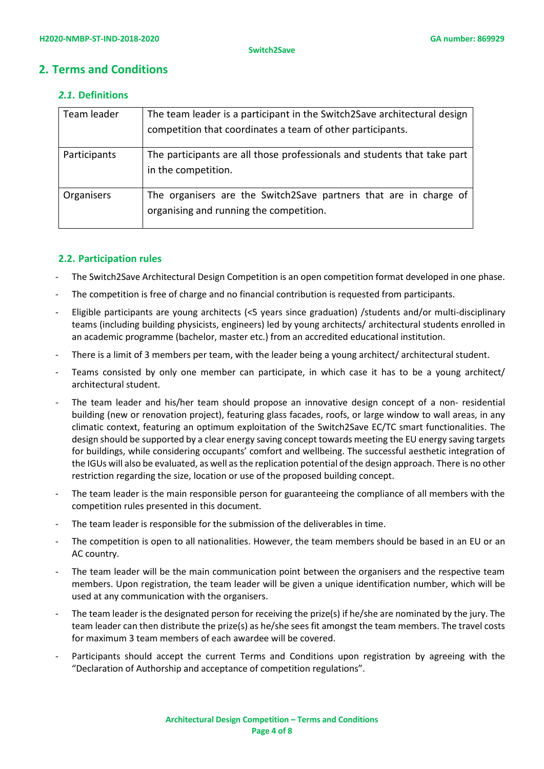## 2. Terms and Conditions

### *2.1.* Definitions

| | |
|---|---|
| Team leader | The team leader is a participant in the Switch2Save architectural design competition that coordinates a team of other participants. |
| Participants | The participants are all those professionals and students that take part in the competition. |
| Organisers | The organisers are the Switch2Save partners that are in charge of organising and running the competition. |

### 2.2. Participation rules

- The Switch2Save Architectural Design Competition is an open competition format developed in one phase.
- The competition is free of charge and no financial contribution is requested from participants.
- Eligible participants are young architects (<5 years since graduation) /students and/or multi-disciplinary teams (including building physicists, engineers) led by young architects/ architectural students enrolled in an academic programme (bachelor, master etc.) from an accredited educational institution.
- There is a limit of 3 members per team, with the leader being a young architect/ architectural student.
- Teams consisted by only one member can participate, in which case it has to be a young architect/ architectural student.
- The team leader and his/her team should propose an innovative design concept of a non- residential building (new or renovation project), featuring glass facades, roofs, or large window to wall areas, in any climatic context, featuring an optimum exploitation of the Switch2Save EC/TC smart functionalities. The design should be supported by a clear energy saving concept towards meeting the EU energy saving targets for buildings, while considering occupants' comfort and wellbeing. The successful aesthetic integration of the IGUs will also be evaluated, as well as the replication potential of the design approach. There is no other restriction regarding the size, location or use of the proposed building concept.
- The team leader is the main responsible person for guaranteeing the compliance of all members with the competition rules presented in this document.
- The team leader is responsible for the submission of the deliverables in time.
- The competition is open to all nationalities. However, the team members should be based in an EU or an AC country.
- The team leader will be the main communication point between the organisers and the respective team members. Upon registration, the team leader will be given a unique identification number, which will be used at any communication with the organisers.
- The team leader is the designated person for receiving the prize(s) if he/she are nominated by the jury. The team leader can then distribute the prize(s) as he/she sees fit amongst the team members. The travel costs for maximum 3 team members of each awardee will be covered.
- Participants should accept the current Terms and Conditions upon registration by agreeing with the "Declaration of Authorship and acceptance of competition regulations".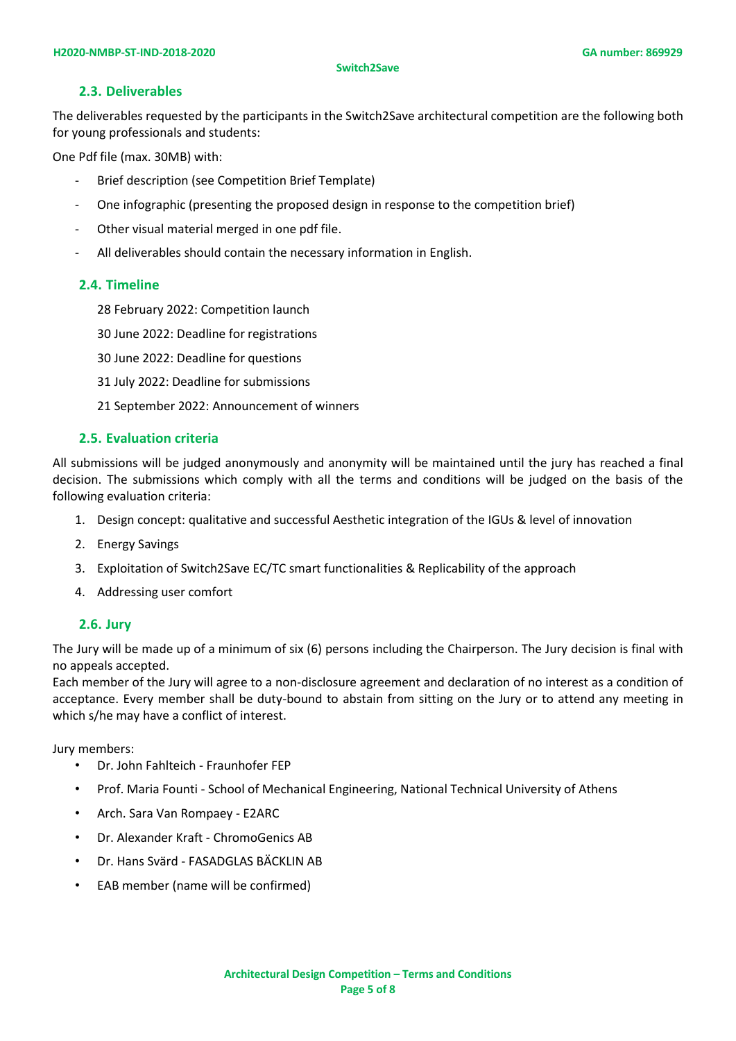### 2.3. Deliverables

The deliverables requested by the participants in the Switch2Save architectural competition are the following both for young professionals and students:

One Pdf file (max. 30MB) with:

- Brief description (see Competition Brief Template)
- One infographic (presenting the proposed design in response to the competition brief)
- Other visual material merged in one pdf file.
- All deliverables should contain the necessary information in English.

### 2.4. Timeline

28 February 2022: Competition launch

30 June 2022: Deadline for registrations

30 June 2022: Deadline for questions

31 July 2022: Deadline for submissions

21 September 2022: Announcement of winners

### 2.5. Evaluation criteria

All submissions will be judged anonymously and anonymity will be maintained until the jury has reached a final decision. The submissions which comply with all the terms and conditions will be judged on the basis of the following evaluation criteria:

1. Design concept: qualitative and successful Aesthetic integration of the IGUs & level of innovation
2. Energy Savings
3. Exploitation of Switch2Save EC/TC smart functionalities & Replicability of the approach
4. Addressing user comfort

### 2.6. Jury

The Jury will be made up of a minimum of six (6) persons including the Chairperson. The Jury decision is final with no appeals accepted.
Each member of the Jury will agree to a non-disclosure agreement and declaration of no interest as a condition of acceptance. Every member shall be duty-bound to abstain from sitting on the Jury or to attend any meeting in which s/he may have a conflict of interest.

Jury members:

- Dr. John Fahlteich - Fraunhofer FEP
- Prof. Maria Founti - School of Mechanical Engineering, National Technical University of Athens
- Arch. Sara Van Rompaey - E2ARC
- Dr. Alexander Kraft - ChromoGenics AB
- Dr. Hans Svärd - FASADGLAS BÄCKLIN AB
- EAB member (name will be confirmed)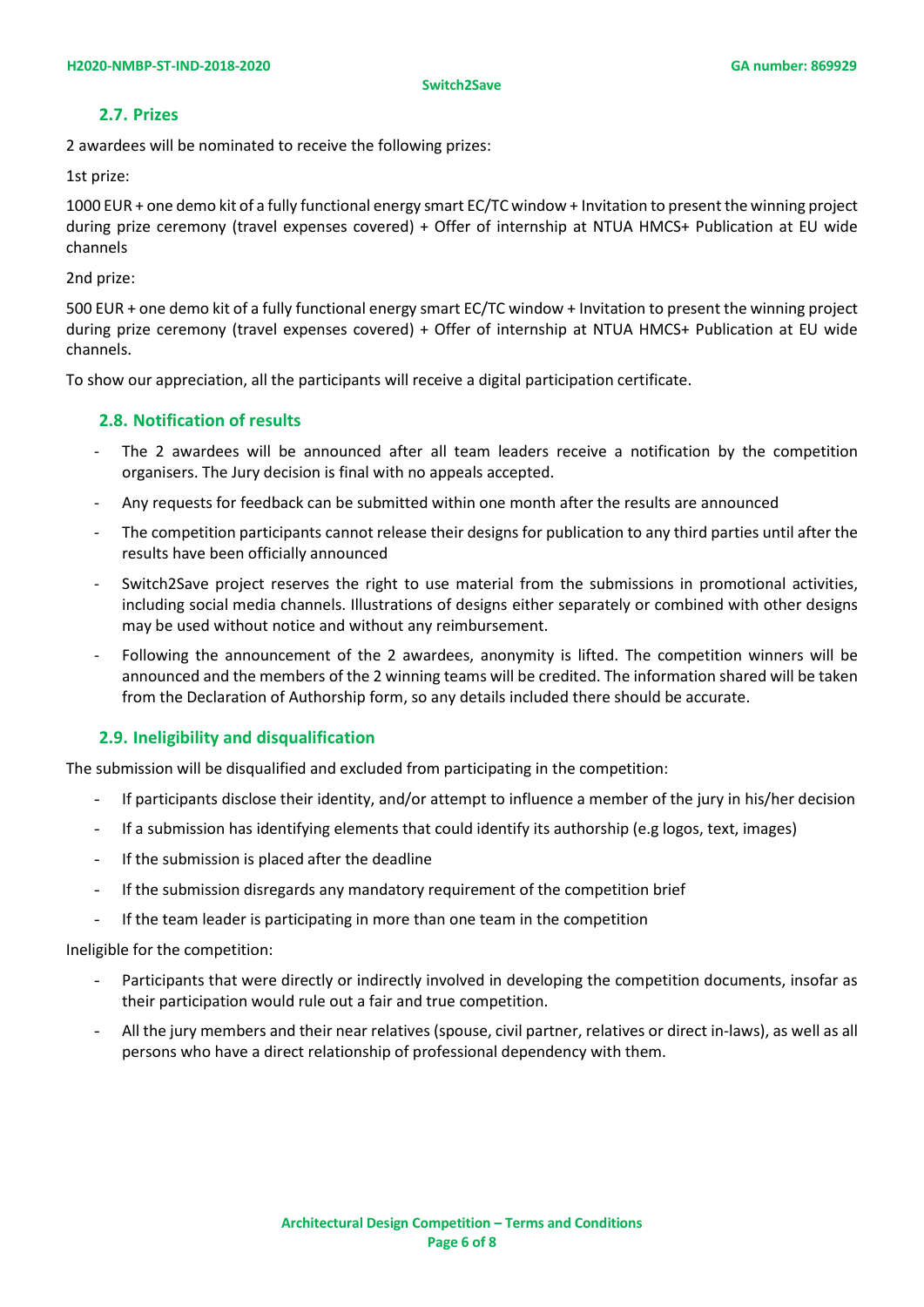## 2.7. Prizes

2 awardees will be nominated to receive the following prizes:

1st prize:

1000 EUR + one demo kit of a fully functional energy smart EC/TC window + Invitation to present the winning project during prize ceremony (travel expenses covered) + Offer of internship at NTUA HMCS+ Publication at EU wide channels

2nd prize:

500 EUR + one demo kit of a fully functional energy smart EC/TC window + Invitation to present the winning project during prize ceremony (travel expenses covered) + Offer of internship at NTUA HMCS+ Publication at EU wide channels.

To show our appreciation, all the participants will receive a digital participation certificate.

## 2.8. Notification of results

- The 2 awardees will be announced after all team leaders receive a notification by the competition organisers. The Jury decision is final with no appeals accepted.
- Any requests for feedback can be submitted within one month after the results are announced
- The competition participants cannot release their designs for publication to any third parties until after the results have been officially announced
- Switch2Save project reserves the right to use material from the submissions in promotional activities, including social media channels. Illustrations of designs either separately or combined with other designs may be used without notice and without any reimbursement.
- Following the announcement of the 2 awardees, anonymity is lifted. The competition winners will be announced and the members of the 2 winning teams will be credited. The information shared will be taken from the Declaration of Authorship form, so any details included there should be accurate.

## 2.9. Ineligibility and disqualification

The submission will be disqualified and excluded from participating in the competition:

- If participants disclose their identity, and/or attempt to influence a member of the jury in his/her decision
- If a submission has identifying elements that could identify its authorship (e.g logos, text, images)
- If the submission is placed after the deadline
- If the submission disregards any mandatory requirement of the competition brief
- If the team leader is participating in more than one team in the competition

Ineligible for the competition:

- Participants that were directly or indirectly involved in developing the competition documents, insofar as their participation would rule out a fair and true competition.
- All the jury members and their near relatives (spouse, civil partner, relatives or direct in-laws), as well as all persons who have a direct relationship of professional dependency with them.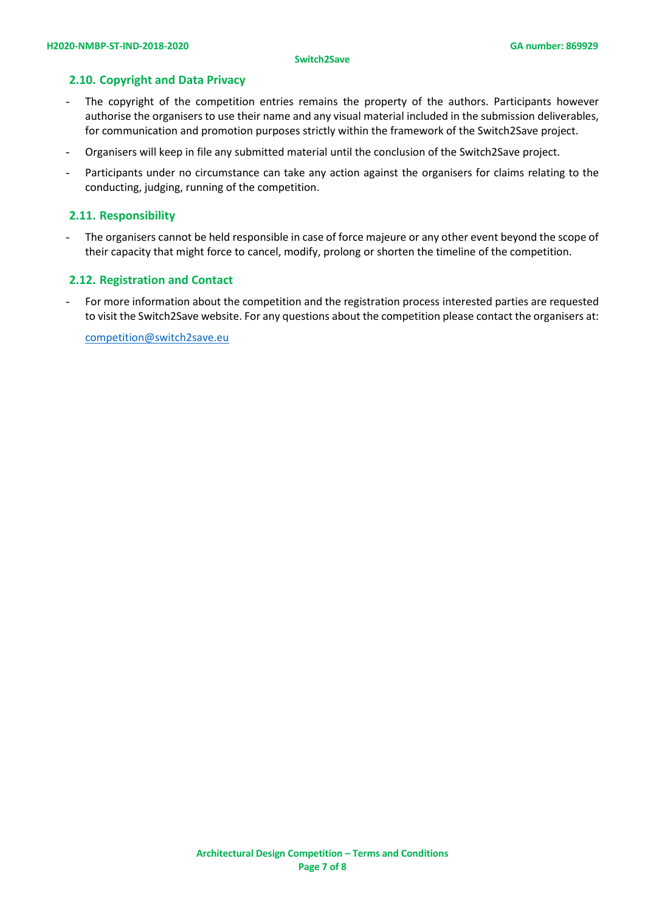## 2.10. Copyright and Data Privacy

- The copyright of the competition entries remains the property of the authors. Participants however authorise the organisers to use their name and any visual material included in the submission deliverables, for communication and promotion purposes strictly within the framework of the Switch2Save project.
- Organisers will keep in file any submitted material until the conclusion of the Switch2Save project.
- Participants under no circumstance can take any action against the organisers for claims relating to the conducting, judging, running of the competition.

## 2.11. Responsibility

- The organisers cannot be held responsible in case of force majeure or any other event beyond the scope of their capacity that might force to cancel, modify, prolong or shorten the timeline of the competition.

## 2.12. Registration and Contact

- For more information about the competition and the registration process interested parties are requested to visit the Switch2Save website. For any questions about the competition please contact the organisers at:

  competition@switch2save.eu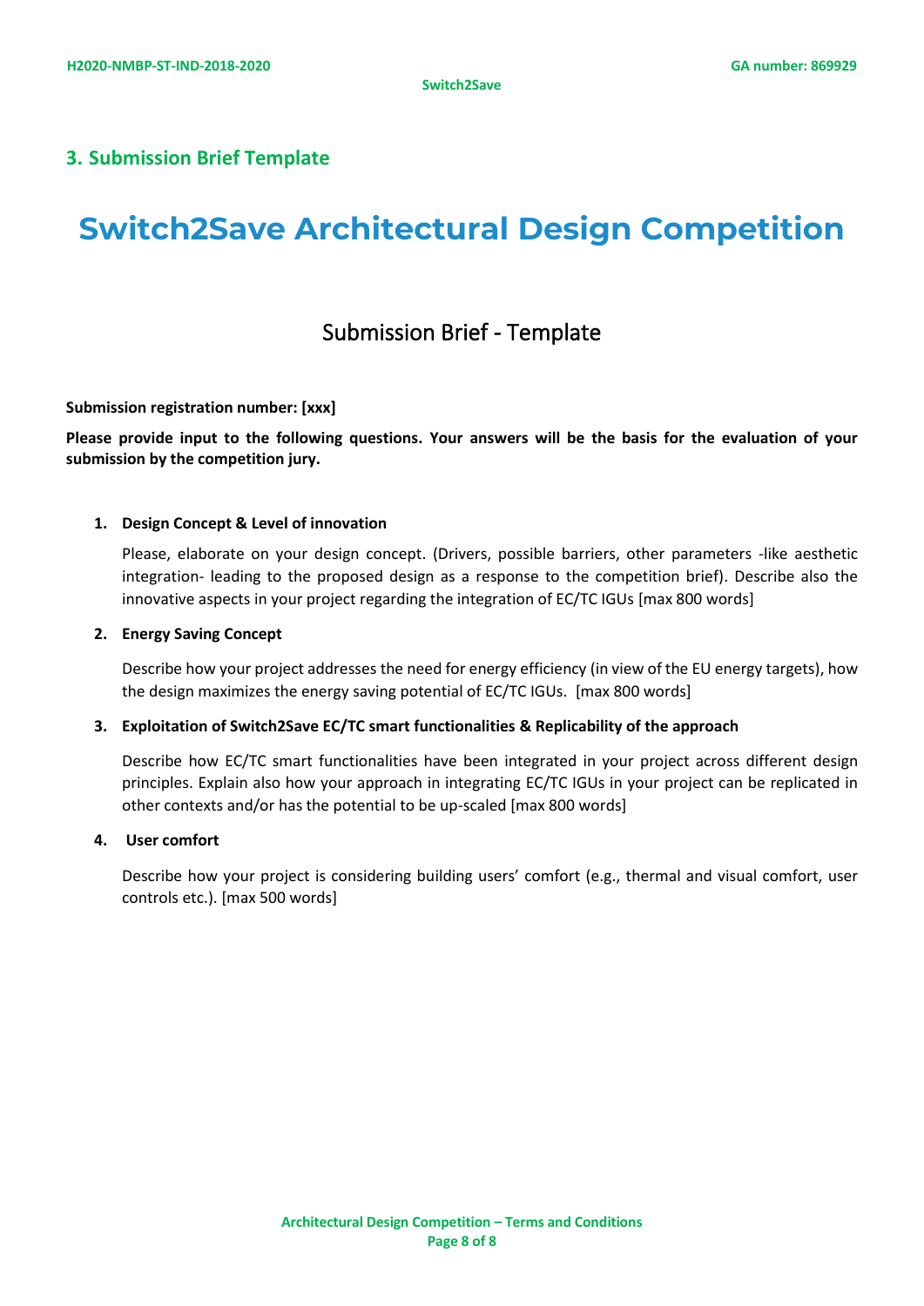## 3. Submission Brief Template

# Switch2Save Architectural Design Competition

### Submission Brief - Template

**Submission registration number: [xxx]**

**Please provide input to the following questions. Your answers will be the basis for the evaluation of your submission by the competition jury.**

1. **Design Concept & Level of innovation**

   Please, elaborate on your design concept. (Drivers, possible barriers, other parameters -like aesthetic integration- leading to the proposed design as a response to the competition brief). Describe also the innovative aspects in your project regarding the integration of EC/TC IGUs [max 800 words]

2. **Energy Saving Concept**

   Describe how your project addresses the need for energy efficiency (in view of the EU energy targets), how the design maximizes the energy saving potential of EC/TC IGUs. [max 800 words]

3. **Exploitation of Switch2Save EC/TC smart functionalities & Replicability of the approach**

   Describe how EC/TC smart functionalities have been integrated in your project across different design principles. Explain also how your approach in integrating EC/TC IGUs in your project can be replicated in other contexts and/or has the potential to be up-scaled [max 800 words]

4. **User comfort**

   Describe how your project is considering building users' comfort (e.g., thermal and visual comfort, user controls etc.). [max 500 words]